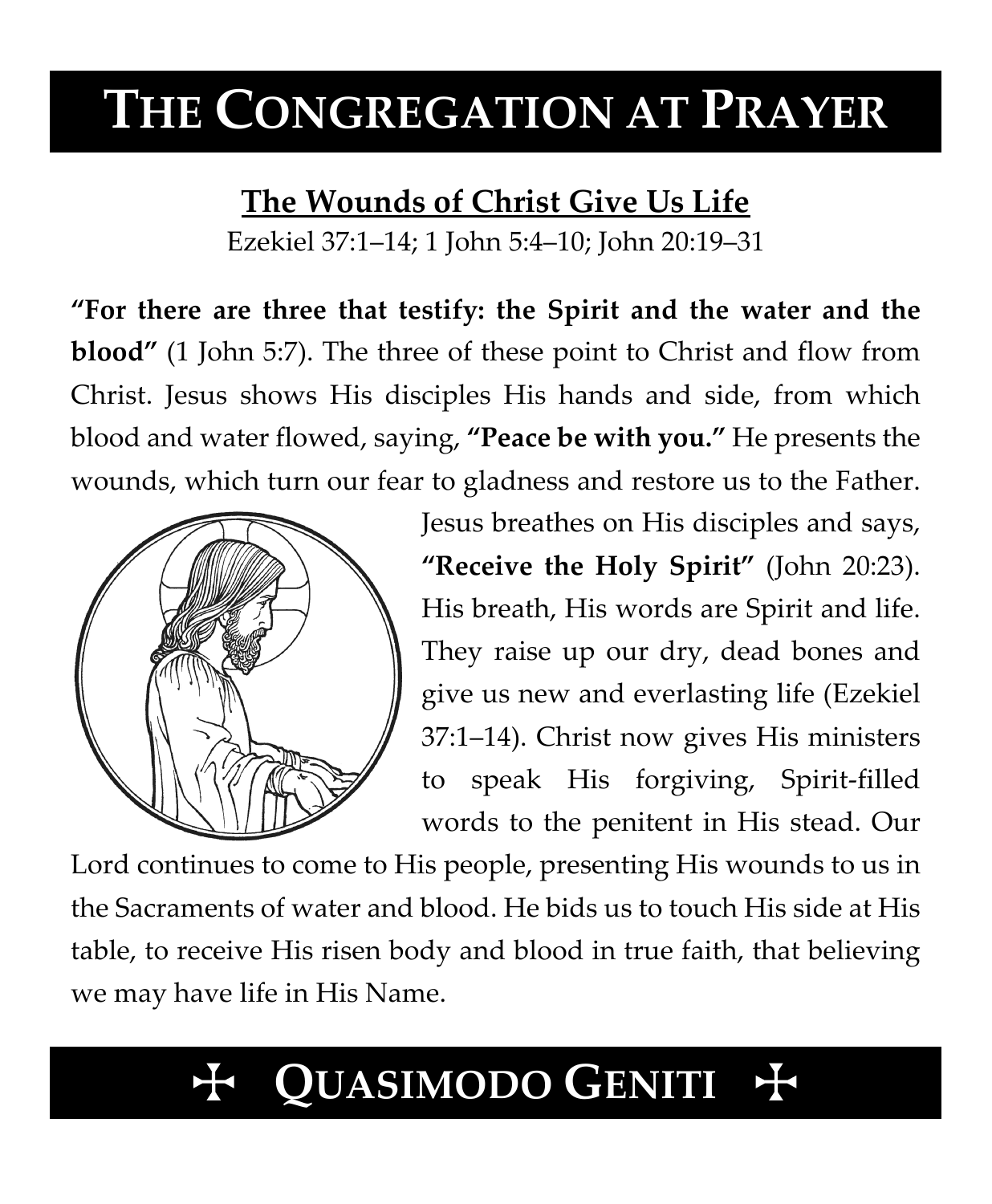# THE CONGREGATION AT PRAYER

## The Wounds of Christ Give Us Life

Ezekiel 37:1–14; 1 John 5:4–10; John 20:19–31

**"For there are three that testify: the Spirit and the water and the blood"** (1 John 5:7). The three of these point to Christ and flow from Christ. Jesus shows His disciples His hands and side, from which blood and water flowed, saying, **"Peace be with you."** He presents the wounds, which turn our fear to gladness and restore us to the Father. Jesus breathes on His disciples and says, **"Receive the Holy Spirit"** (John 20:23). His breath, His words are Spirit and life. They raise up our dry, dead bones and give us new and everlasting life (Ezekiel 37:1–14). Christ now gives His ministers to speak His forgiving, Spirit-filled words to the penitent in His stead. Our Lord continues to come to His people, presenting His wounds to us in the Sacraments of water and blood. He bids us to touch His side at His table, to receive His risen body and blood in true faith, that believing we may have life in His Name.

# ✠ QUASIMODO GENITI ✠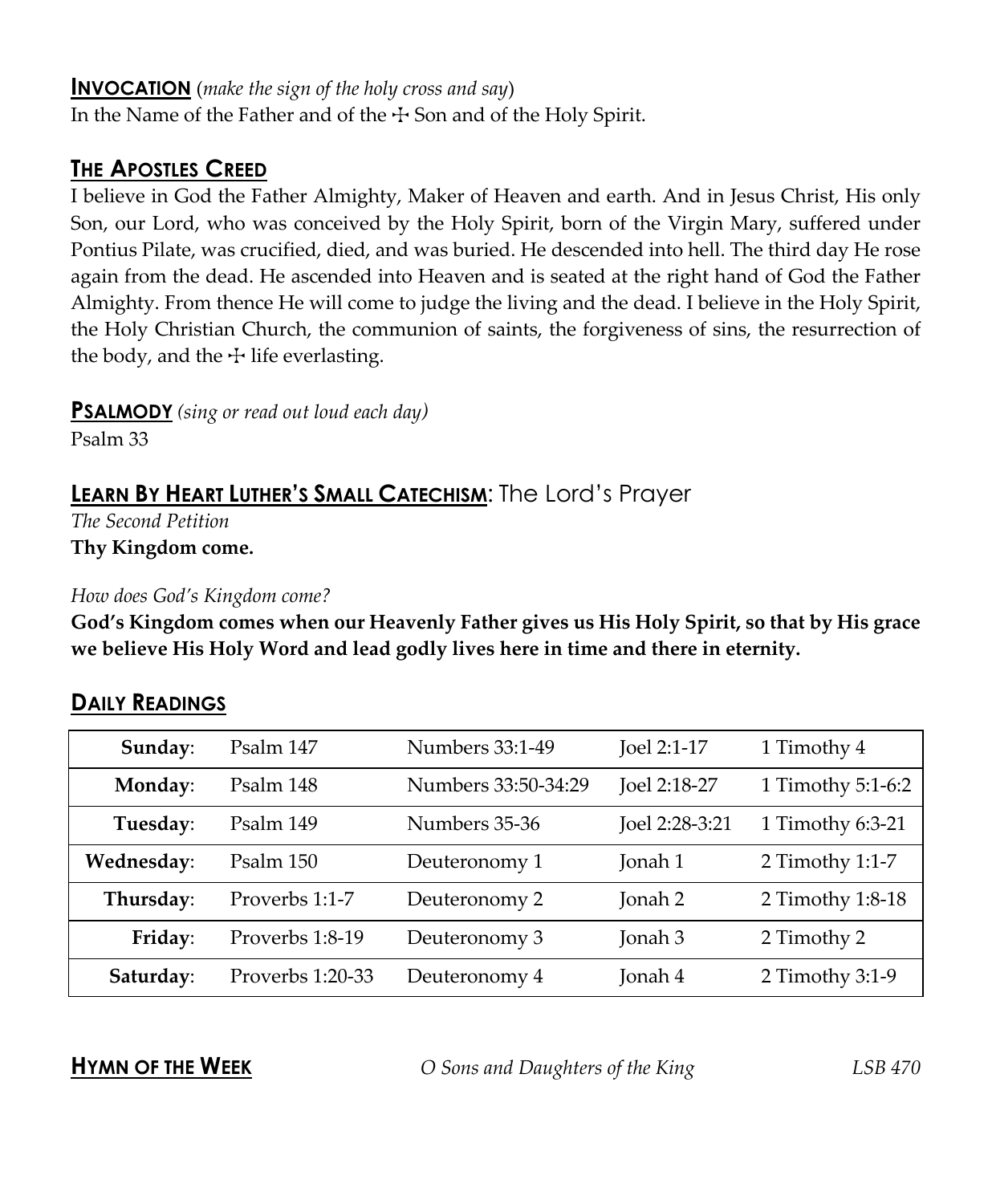## INVOCATION (*make the sign of the holy cross and say*)

In the Name of the Father and of the ☩ Son and of the Holy Spirit.

## THE APOSTLES CREED

I believe in God the Father Almighty, Maker of Heaven and earth. And in Jesus Christ, His only Son, our Lord, who was conceived by the Holy Spirit, born of the Virgin Mary, suffered under Pontius Pilate, was crucified, died, and was buried. He descended into hell. The third day He rose again from the dead. He ascended into Heaven and is seated at the right hand of God the Father Almighty. From thence He will come to judge the living and the dead. I believe in the Holy Spirit, the Holy Christian Church, the communion of saints, the forgiveness of sins, the resurrection of the body, and the ☩ life everlasting.

## PSALMODY *(sing or read out loud each day)*

Psalm 33

## LEARN BY HEART LUTHER'S SMALL CATECHISM: The Lord's Prayer

*The Second Petition*

**Thy Kingdom come.**

*How does God's Kingdom come?*

**God's Kingdom comes when our Heavenly Father gives us His Holy Spirit, so that by His grace we believe His Holy Word and lead godly lives here in time and there in eternity.**

## DAILY READINGS

| | | | | |
|---|---|---|---|---|
| **Sunday**: | Psalm 147 | Numbers 33:1-49 | Joel 2:1-17 | 1 Timothy 4 |
| **Monday**: | Psalm 148 | Numbers 33:50-34:29 | Joel 2:18-27 | 1 Timothy 5:1-6:2 |
| **Tuesday**: | Psalm 149 | Numbers 35-36 | Joel 2:28-3:21 | 1 Timothy 6:3-21 |
| **Wednesday**: | Psalm 150 | Deuteronomy 1 | Jonah 1 | 2 Timothy 1:1-7 |
| **Thursday**: | Proverbs 1:1-7 | Deuteronomy 2 | Jonah 2 | 2 Timothy 1:8-18 |
| **Friday**: | Proverbs 1:8-19 | Deuteronomy 3 | Jonah 3 | 2 Timothy 2 |
| **Saturday**: | Proverbs 1:20-33 | Deuteronomy 4 | Jonah 4 | 2 Timothy 3:1-9 |

## HYMN OF THE WEEK

*O Sons and Daughters of the King* *LSB 470*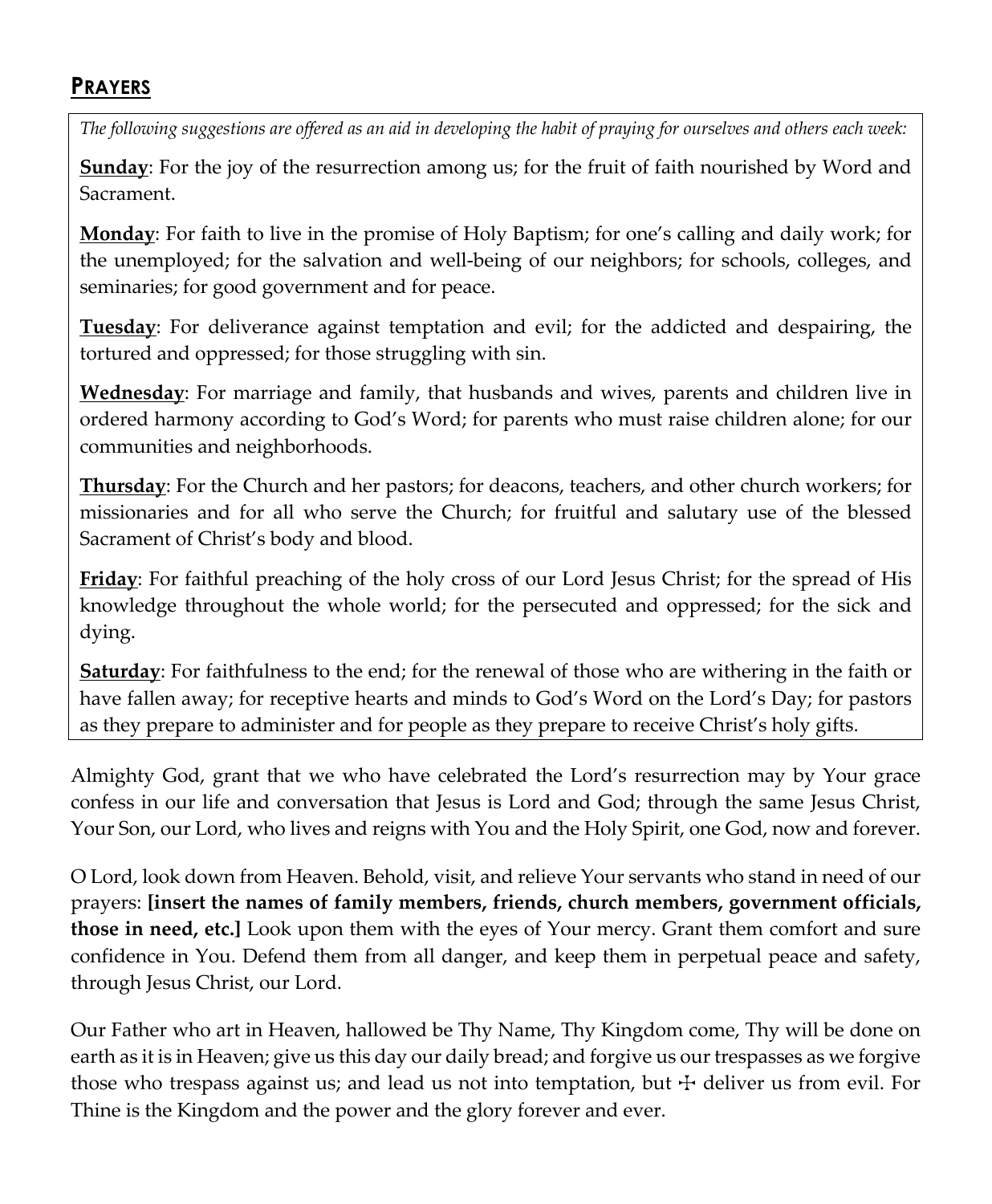## PRAYERS

*The following suggestions are offered as an aid in developing the habit of praying for ourselves and others each week:*

**Sunday**: For the joy of the resurrection among us; for the fruit of faith nourished by Word and Sacrament.

**Monday**: For faith to live in the promise of Holy Baptism; for one's calling and daily work; for the unemployed; for the salvation and well-being of our neighbors; for schools, colleges, and seminaries; for good government and for peace.

**Tuesday**: For deliverance against temptation and evil; for the addicted and despairing, the tortured and oppressed; for those struggling with sin.

**Wednesday**: For marriage and family, that husbands and wives, parents and children live in ordered harmony according to God's Word; for parents who must raise children alone; for our communities and neighborhoods.

**Thursday**: For the Church and her pastors; for deacons, teachers, and other church workers; for missionaries and for all who serve the Church; for fruitful and salutary use of the blessed Sacrament of Christ's body and blood.

**Friday**: For faithful preaching of the holy cross of our Lord Jesus Christ; for the spread of His knowledge throughout the whole world; for the persecuted and oppressed; for the sick and dying.

**Saturday**: For faithfulness to the end; for the renewal of those who are withering in the faith or have fallen away; for receptive hearts and minds to God's Word on the Lord's Day; for pastors as they prepare to administer and for people as they prepare to receive Christ's holy gifts.

Almighty God, grant that we who have celebrated the Lord's resurrection may by Your grace confess in our life and conversation that Jesus is Lord and God; through the same Jesus Christ, Your Son, our Lord, who lives and reigns with You and the Holy Spirit, one God, now and forever.

O Lord, look down from Heaven. Behold, visit, and relieve Your servants who stand in need of our prayers: **[insert the names of family members, friends, church members, government officials, those in need, etc.]** Look upon them with the eyes of Your mercy. Grant them comfort and sure confidence in You. Defend them from all danger, and keep them in perpetual peace and safety, through Jesus Christ, our Lord.

Our Father who art in Heaven, hallowed be Thy Name, Thy Kingdom come, Thy will be done on earth as it is in Heaven; give us this day our daily bread; and forgive us our trespasses as we forgive those who trespass against us; and lead us not into temptation, but ☩ deliver us from evil. For Thine is the Kingdom and the power and the glory forever and ever.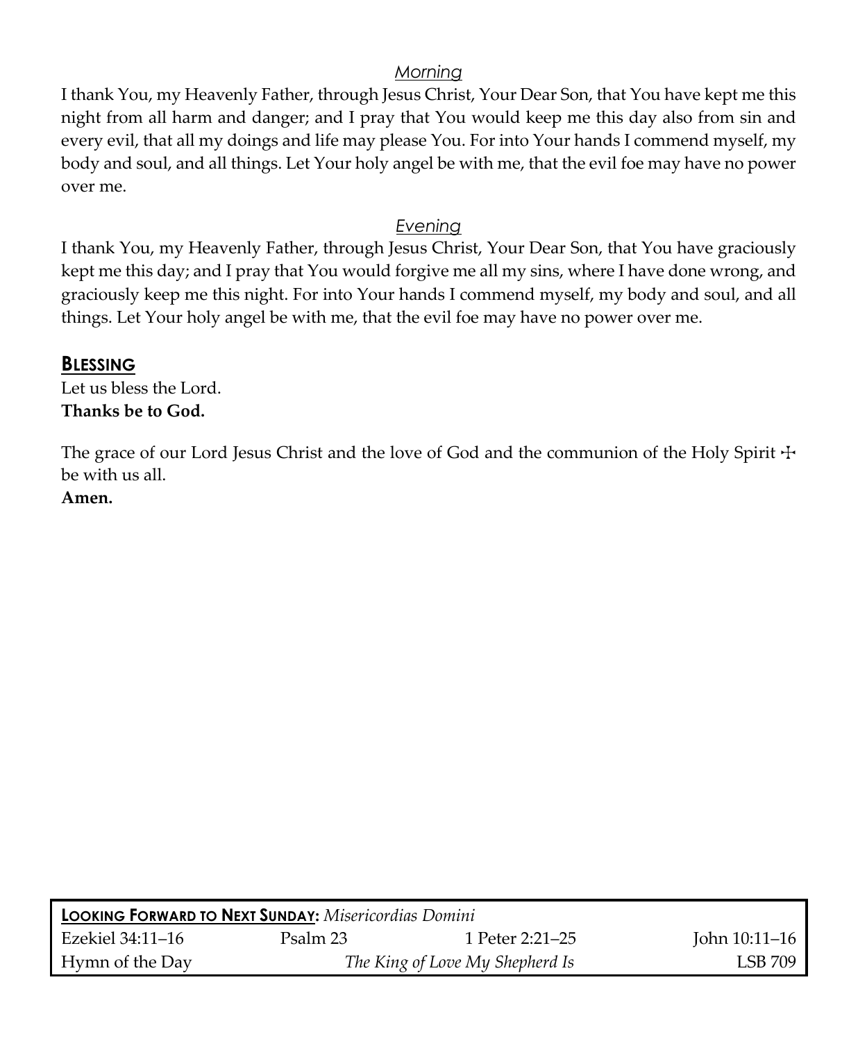*Morning*

I thank You, my Heavenly Father, through Jesus Christ, Your Dear Son, that You have kept me this night from all harm and danger; and I pray that You would keep me this day also from sin and every evil, that all my doings and life may please You. For into Your hands I commend myself, my body and soul, and all things. Let Your holy angel be with me, that the evil foe may have no power over me.

*Evening*

I thank You, my Heavenly Father, through Jesus Christ, Your Dear Son, that You have graciously kept me this day; and I pray that You would forgive me all my sins, where I have done wrong, and graciously keep me this night. For into Your hands I commend myself, my body and soul, and all things. Let Your holy angel be with me, that the evil foe may have no power over me.

## BLESSING

Let us bless the Lord.
**Thanks be to God.**

The grace of our Lord Jesus Christ and the love of God and the communion of the Holy Spirit ☩ be with us all.
**Amen.**

| **LOOKING FORWARD TO NEXT SUNDAY:** *Misericordias Domini* | | | |
|---|---|---|---|
| Ezekiel 34:11–16 | Psalm 23 | 1 Peter 2:21–25 | John 10:11–16 |
| Hymn of the Day | *The King of Love My Shepherd Is* | | LSB 709 |